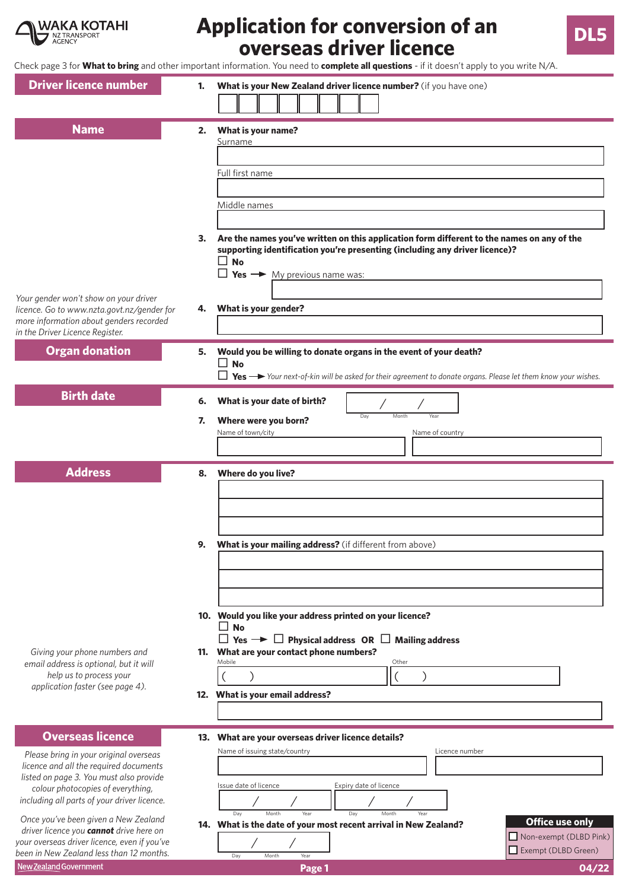WAKA KOTAHI NZ TRANSPORT AGENCY

# Application for conversion of an overseas driver licence

**DL5**

Check page 3 for **What to bring** and other important information. You need to **complete all questions** - if it doesn't apply to you write N/A.

## Driver licence number

**1. What is your New Zealand driver licence number?** (if you have one)

## Name

**2. What is your name?**

Surname

Full first name

Middle names

**3. Are the names you've written on this application form different to the names on any of the supporting identification you're presenting (including any driver licence)?**

☐ **No**

☐ **Yes** → My previous name was:

*Your gender won't show on your driver licence. Go to www.nzta.govt.nz/gender for more information about genders recorded in the Driver Licence Register.*

**4. What is your gender?**

## Organ donation

**5. Would you be willing to donate organs in the event of your death?**

☐ **No**

☐ **Yes** → *Your next-of-kin will be asked for their agreement to donate organs. Please let them know your wishes.*

## Birth date

**6. What is your date of birth?** / / (Day Month Year)

**7. Where were you born?**

Name of town/city | Name of country

## Address

**8. Where do you live?**

**9. What is your mailing address?** (if different from above)

**10. Would you like your address printed on your licence?**

☐ **No**

☐ **Yes** → ☐ **Physical address OR** ☐ **Mailing address**

*Giving your phone numbers and email address is optional, but it will help us to process your application faster (see page 4).*

**11. What are your contact phone numbers?**

Mobile ( ) | Other ( )

**12. What is your email address?**

## Overseas licence

*Please bring in your original overseas licence and all the required documents listed on page 3. You must also provide colour photocopies of everything, including all parts of your driver licence.*

*Once you've been given a New Zealand driver licence you **cannot** drive here on your overseas driver licence, even if you've been in New Zealand less than 12 months.*

**13. What are your overseas driver licence details?**

Name of issuing state/country | Licence number

Issue date of licence / / (Day Month Year) | Expiry date of licence / / (Day Month Year)

**14. What is the date of your most recent arrival in New Zealand?** / / (Day Month Year)

**Office use only**

☐ Non-exempt (DLBD Pink)

☐ Exempt (DLBD Green)

New Zealand Government

04/22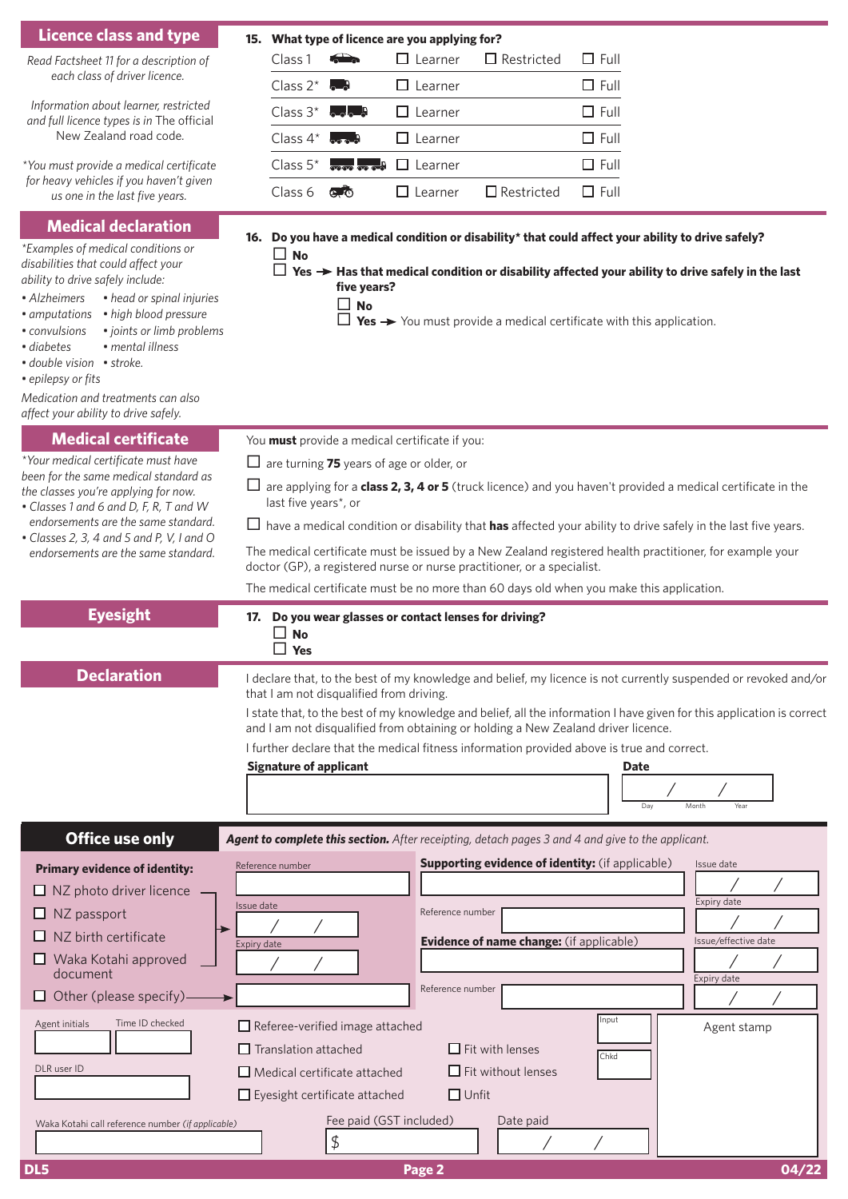## Licence class and type

*Read Factsheet 11 for a description of each class of driver licence.*

*Information about learner, restricted and full licence types is in* The official New Zealand road code.

*\*You must provide a medical certificate for heavy vehicles if you haven't given us one in the last five years.*

**15. What type of licence are you applying for?**

| Class | Learner | Restricted | Full |
|---|---|---|---|
| Class 1 | ☐ Learner | ☐ Restricted | ☐ Full |
| Class 2* | ☐ Learner | | ☐ Full |
| Class 3* | ☐ Learner | | ☐ Full |
| Class 4* | ☐ Learner | | ☐ Full |
| Class 5* | ☐ Learner | | ☐ Full |
| Class 6 | ☐ Learner | ☐ Restricted | ☐ Full |

## Medical declaration

*\*Examples of medical conditions or disabilities that could affect your ability to drive safely include:*

- *Alzheimers*
- *amputations*
- *convulsions*
- *diabetes*
- *double vision*
- *epilepsy or fits*
- *head or spinal injuries*
- *high blood pressure*
- *joints or limb problems*
- *mental illness*
- *stroke.*

*Medication and treatments can also affect your ability to drive safely.*

**16. Do you have a medical condition or disability\* that could affect your ability to drive safely?**

☐ **No**

☐ **Yes → Has that medical condition or disability affected your ability to drive safely in the last five years?**

☐ **No**

☐ **Yes →** You must provide a medical certificate with this application.

## Medical certificate

*\*Your medical certificate must have been for the same medical standard as the classes you're applying for now.*

- *Classes 1 and 6 and D, F, R, T and W endorsements are the same standard.*
- *Classes 2, 3, 4 and 5 and P, V, I and O endorsements are the same standard.*

You **must** provide a medical certificate if you:

☐ are turning **75** years of age or older, or

☐ are applying for a **class 2, 3, 4 or 5** (truck licence) and you haven't provided a medical certificate in the last five years\*, or

☐ have a medical condition or disability that **has** affected your ability to drive safely in the last five years.

The medical certificate must be issued by a New Zealand registered health practitioner, for example your doctor (GP), a registered nurse or nurse practitioner, or a specialist.

The medical certificate must be no more than 60 days old when you make this application.

## Eyesight

**17. Do you wear glasses or contact lenses for driving?**

☐ **No**

☐ **Yes**

## Declaration

I declare that, to the best of my knowledge and belief, my licence is not currently suspended or revoked and/or that I am not disqualified from driving.

I state that, to the best of my knowledge and belief, all the information I have given for this application is correct and I am not disqualified from obtaining or holding a New Zealand driver licence.

I further declare that the medical fitness information provided above is true and correct.

**Signature of applicant** ____________________

**Date** Day / Month / Year

## Office use only

***Agent to complete this section.*** *After receipting, detach pages 3 and 4 and give to the applicant.*

**Primary evidence of identity:**

☐ NZ photo driver licence

☐ NZ passport

☐ NZ birth certificate

☐ Waka Kotahi approved document

☐ Other (please specify) ____________________

Reference number ____________________

Issue date / /

Expiry date / /

**Supporting evidence of identity:** (if applicable) ____________________

Issue date / /

Reference number ____________________

Expiry date / /

**Evidence of name change:** (if applicable) ____________________

Issue/effective date / /

Reference number ____________________

Expiry date / /

Agent initials ____________________

Time ID checked ____________________

DLR user ID ____________________

☐ Referee-verified image attached

☐ Translation attached

☐ Medical certificate attached

☐ Eyesight certificate attached

☐ Fit with lenses

☐ Fit without lenses

☐ Unfit

Input ____________________

Chkd ____________________

Agent stamp

Waka Kotahi call reference number *(if applicable)* ____________________

Fee paid (GST included) $ ____________________

Date paid / /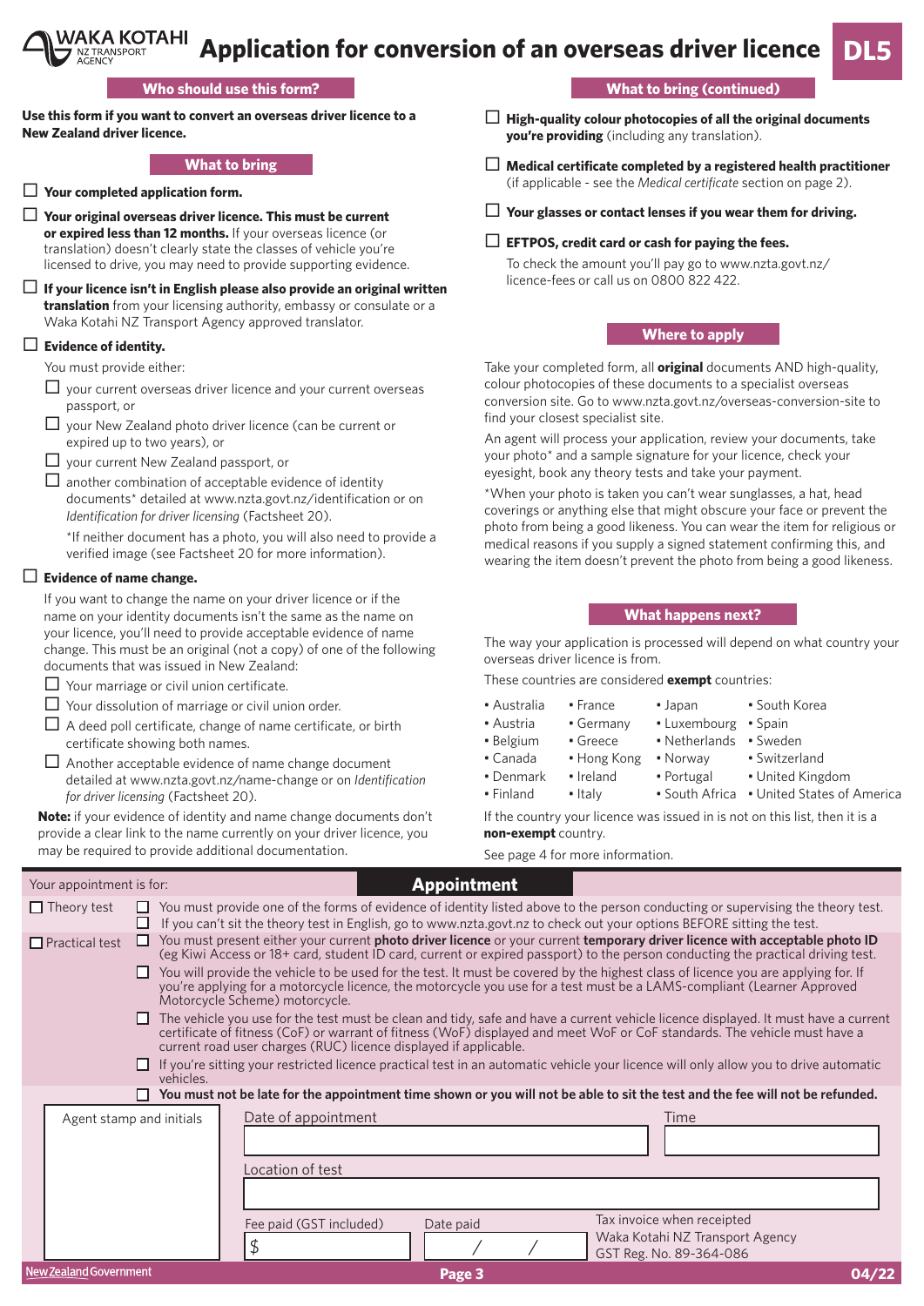# Application for conversion of an overseas driver licence

DL5

## Who should use this form?

**Use this form if you want to convert an overseas driver licence to a New Zealand driver licence.**

## What to bring

- ☐ **Your completed application form.**
- ☐ **Your original overseas driver licence. This must be current or expired less than 12 months.** If your overseas licence (or translation) doesn't clearly state the classes of vehicle you're licensed to drive, you may need to provide supporting evidence.
- ☐ **If your licence isn't in English please also provide an original written translation** from your licensing authority, embassy or consulate or a Waka Kotahi NZ Transport Agency approved translator.
- ☐ **Evidence of identity.**

  You must provide either:

  - ☐ your current overseas driver licence and your current overseas passport, or
  - ☐ your New Zealand photo driver licence (can be current or expired up to two years), or
  - ☐ your current New Zealand passport, or
  - ☐ another combination of acceptable evidence of identity documents* detailed at www.nzta.govt.nz/identification or on *Identification for driver licensing* (Factsheet 20).

  *If neither document has a photo, you will also need to provide a verified image (see Factsheet 20 for more information).

- ☐ **Evidence of name change.**

  If you want to change the name on your driver licence or if the name on your identity documents isn't the same as the name on your licence, you'll need to provide acceptable evidence of name change. This must be an original (not a copy) of one of the following documents that was issued in New Zealand:

  - ☐ Your marriage or civil union certificate.
  - ☐ Your dissolution of marriage or civil union order.
  - ☐ A deed poll certificate, change of name certificate, or birth certificate showing both names.
  - ☐ Another acceptable evidence of name change document detailed at www.nzta.govt.nz/name-change or on *Identification for driver licensing* (Factsheet 20).

**Note:** if your evidence of identity and name change documents don't provide a clear link to the name currently on your driver licence, you may be required to provide additional documentation.

## What to bring (continued)

- ☐ **High-quality colour photocopies of all the original documents you're providing** (including any translation).
- ☐ **Medical certificate completed by a registered health practitioner** (if applicable - see the *Medical certificate* section on page 2).
- ☐ **Your glasses or contact lenses if you wear them for driving.**
- ☐ **EFTPOS, credit card or cash for paying the fees.**

  To check the amount you'll pay go to www.nzta.govt.nz/licence-fees or call us on 0800 822 422.

## Where to apply

Take your completed form, all **original** documents AND high-quality, colour photocopies of these documents to a specialist overseas conversion site. Go to www.nzta.govt.nz/overseas-conversion-site to find your closest specialist site.

An agent will process your application, review your documents, take your photo* and a sample signature for your licence, check your eyesight, book any theory tests and take your payment.

*When your photo is taken you can't wear sunglasses, a hat, head coverings or anything else that might obscure your face or prevent the photo from being a good likeness. You can wear the item for religious or medical reasons if you supply a signed statement confirming this, and wearing the item doesn't prevent the photo from being a good likeness.

## What happens next?

The way your application is processed will depend on what country your overseas driver licence is from.

These countries are considered **exempt** countries:

- Australia
- Austria
- Belgium
- Canada
- Denmark
- Finland
- France
- Germany
- Greece
- Hong Kong
- Ireland
- Italy
- Japan
- Luxembourg
- Netherlands
- Norway
- Portugal
- South Africa
- South Korea
- Spain
- Sweden
- Switzerland
- United Kingdom
- United States of America

If the country your licence was issued in is not on this list, then it is a **non-exempt** country.

See page 4 for more information.

## Appointment

Your appointment is for:

☐ Theory test

- ☐ You must provide one of the forms of evidence of identity listed above to the person conducting or supervising the theory test.
- ☐ If you can't sit the theory test in English, go to www.nzta.govt.nz to check out your options BEFORE sitting the test.

☐ Practical test

- ☐ You must present either your current **photo driver licence** or your current **temporary driver licence with acceptable photo ID** (eg Kiwi Access or 18+ card, student ID card, current or expired passport) to the person conducting the practical driving test.
- ☐ You will provide the vehicle to be used for the test. It must be covered by the highest class of licence you are applying for. If you're applying for a motorcycle licence, the motorcycle you use for a test must be a LAMS-compliant (Learner Approved Motorcycle Scheme) motorcycle.
- ☐ The vehicle you use for the test must be clean and tidy, safe and have a current vehicle licence displayed. It must have a current certificate of fitness (CoF) or warrant of fitness (WoF) displayed and meet WoF or CoF standards. The vehicle must have a current road user charges (RUC) licence displayed if applicable.
- ☐ If you're sitting your restricted licence practical test in an automatic vehicle your licence will only allow you to drive automatic vehicles.

☐ **You must not be late for the appointment time shown or you will not be able to sit the test and the fee will not be refunded.**

| Agent stamp and initials | Date of appointment | | Time |
|---|---|---|---|
| | Location of test | | |
| | Fee paid (GST included) $ | Date paid / / | Tax invoice when receipted<br>Waka Kotahi NZ Transport Agency<br>GST Reg. No. 89-364-086 |

04/22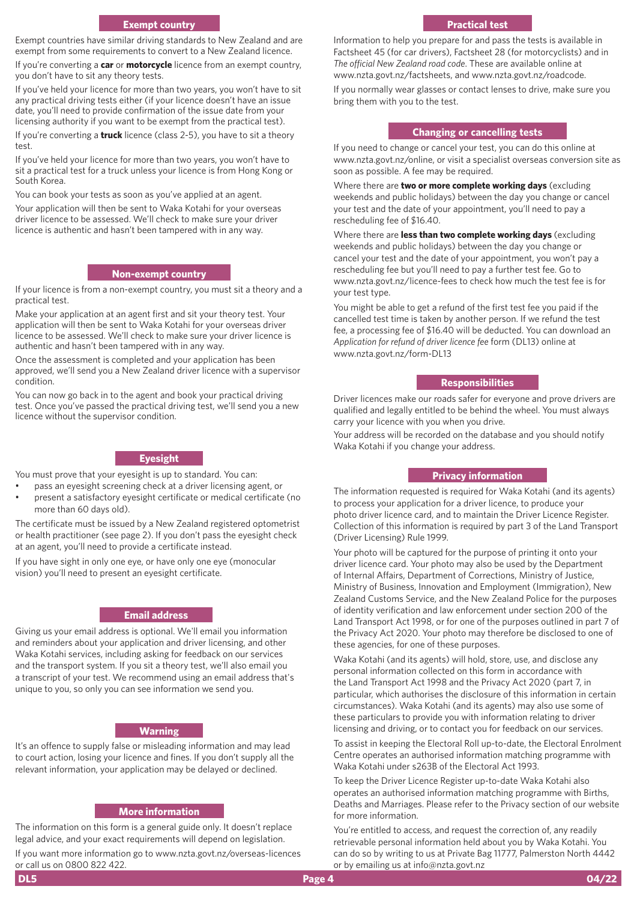## Exempt country

Exempt countries have similar driving standards to New Zealand and are exempt from some requirements to convert to a New Zealand licence.

If you're converting a **car** or **motorcycle** licence from an exempt country, you don't have to sit any theory tests.

If you've held your licence for more than two years, you won't have to sit any practical driving tests either (if your licence doesn't have an issue date, you'll need to provide confirmation of the issue date from your licensing authority if you want to be exempt from the practical test).

If you're converting a **truck** licence (class 2-5), you have to sit a theory test.

If you've held your licence for more than two years, you won't have to sit a practical test for a truck unless your licence is from Hong Kong or South Korea.

You can book your tests as soon as you've applied at an agent.

Your application will then be sent to Waka Kotahi for your overseas driver licence to be assessed. We'll check to make sure your driver licence is authentic and hasn't been tampered with in any way.

## Non-exempt country

If your licence is from a non-exempt country, you must sit a theory and a practical test.

Make your application at an agent first and sit your theory test. Your application will then be sent to Waka Kotahi for your overseas driver licence to be assessed. We'll check to make sure your driver licence is authentic and hasn't been tampered with in any way.

Once the assessment is completed and your application has been approved, we'll send you a New Zealand driver licence with a supervisor condition.

You can now go back in to the agent and book your practical driving test. Once you've passed the practical driving test, we'll send you a new licence without the supervisor condition.

## Eyesight

You must prove that your eyesight is up to standard. You can:

- pass an eyesight screening check at a driver licensing agent, or
- present a satisfactory eyesight certificate or medical certificate (no more than 60 days old).

The certificate must be issued by a New Zealand registered optometrist or health practitioner (see page 2). If you don't pass the eyesight check at an agent, you'll need to provide a certificate instead.

If you have sight in only one eye, or have only one eye (monocular vision) you'll need to present an eyesight certificate.

## Email address

Giving us your email address is optional. We'll email you information and reminders about your application and driver licensing, and other Waka Kotahi services, including asking for feedback on our services and the transport system. If you sit a theory test, we'll also email you a transcript of your test. We recommend using an email address that's unique to you, so only you can see information we send you.

## Warning

It's an offence to supply false or misleading information and may lead to court action, losing your licence and fines. If you don't supply all the relevant information, your application may be delayed or declined.

## More information

The information on this form is a general guide only. It doesn't replace legal advice, and your exact requirements will depend on legislation.

If you want more information go to www.nzta.govt.nz/overseas-licences or call us on 0800 822 422.

## Practical test

Information to help you prepare for and pass the tests is available in Factsheet 45 (for car drivers), Factsheet 28 (for motorcyclists) and in *The official New Zealand road code*. These are available online at www.nzta.govt.nz/factsheets, and www.nzta.govt.nz/roadcode.

If you normally wear glasses or contact lenses to drive, make sure you bring them with you to the test.

## Changing or cancelling tests

If you need to change or cancel your test, you can do this online at www.nzta.govt.nz/online, or visit a specialist overseas conversion site as soon as possible. A fee may be required.

Where there are **two or more complete working days** (excluding weekends and public holidays) between the day you change or cancel your test and the date of your appointment, you'll need to pay a rescheduling fee of $16.40.

Where there are **less than two complete working days** (excluding weekends and public holidays) between the day you change or cancel your test and the date of your appointment, you won't pay a rescheduling fee but you'll need to pay a further test fee. Go to www.nzta.govt.nz/licence-fees to check how much the test fee is for your test type.

You might be able to get a refund of the first test fee you paid if the cancelled test time is taken by another person. If we refund the test fee, a processing fee of $16.40 will be deducted. You can download an *Application for refund of driver licence fee* form (DL13) online at www.nzta.govt.nz/form-DL13

## Responsibilities

Driver licences make our roads safer for everyone and prove drivers are qualified and legally entitled to be behind the wheel. You must always carry your licence with you when you drive.

Your address will be recorded on the database and you should notify Waka Kotahi if you change your address.

## Privacy information

The information requested is required for Waka Kotahi (and its agents) to process your application for a driver licence, to produce your photo driver licence card, and to maintain the Driver Licence Register. Collection of this information is required by part 3 of the Land Transport (Driver Licensing) Rule 1999.

Your photo will be captured for the purpose of printing it onto your driver licence card. Your photo may also be used by the Department of Internal Affairs, Department of Corrections, Ministry of Justice, Ministry of Business, Innovation and Employment (Immigration), New Zealand Customs Service, and the New Zealand Police for the purposes of identity verification and law enforcement under section 200 of the Land Transport Act 1998, or for one of the purposes outlined in part 7 of the Privacy Act 2020. Your photo may therefore be disclosed to one of these agencies, for one of these purposes.

Waka Kotahi (and its agents) will hold, store, use, and disclose any personal information collected on this form in accordance with the Land Transport Act 1998 and the Privacy Act 2020 (part 7, in particular, which authorises the disclosure of this information in certain circumstances). Waka Kotahi (and its agents) may also use some of these particulars to provide you with information relating to driver licensing and driving, or to contact you for feedback on our services.

To assist in keeping the Electoral Roll up-to-date, the Electoral Enrolment Centre operates an authorised information matching programme with Waka Kotahi under s263B of the Electoral Act 1993.

To keep the Driver Licence Register up-to-date Waka Kotahi also operates an authorised information matching programme with Births, Deaths and Marriages. Please refer to the Privacy section of our website for more information.

You're entitled to access, and request the correction of, any readily retrievable personal information held about you by Waka Kotahi. You can do so by writing to us at Private Bag 11777, Palmerston North 4442 or by emailing us at info@nzta.govt.nz